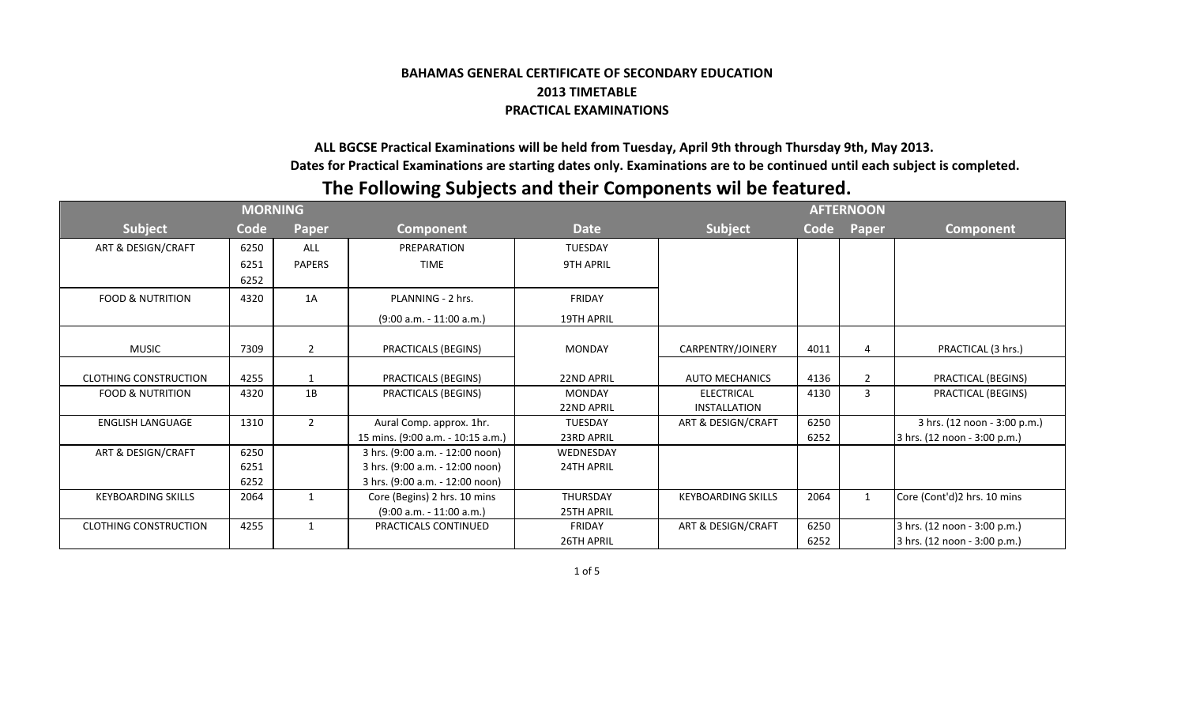**BAHAMAS GENERAL CERTIFICATE OF SECONDARY EDUCATION**
**2013 TIMETABLE**
**PRACTICAL EXAMINATIONS**

**ALL BGCSE Practical Examinations will be held from Tuesday, April 9th through Thursday 9th, May 2013.**
**Dates for Practical Examinations are starting dates only. Examinations are to be continued until each subject is completed.**

## The Following Subjects and their Components wil be featured.

| MORNING | | | | | AFTERNOON | | | |
|---|---|---|---|---|---|---|---|---|
| **Subject** | **Code** | **Paper** | **Component** | **Date** | **Subject** | **Code** | **Paper** | **Component** |
| ART & DESIGN/CRAFT | 6250<br>6251<br>6252 | ALL<br>PAPERS | PREPARATION<br>TIME | TUESDAY<br>9TH APRIL | | | | |
| FOOD & NUTRITION | 4320 | 1A | PLANNING - 2 hrs.<br>(9:00 a.m. - 11:00 a.m.) | FRIDAY<br>19TH APRIL | | | | |
| MUSIC | 7309 | 2 | PRACTICALS (BEGINS) | MONDAY | CARPENTRY/JOINERY | 4011 | 4 | PRACTICAL (3 hrs.) |
| CLOTHING CONSTRUCTION | 4255 | 1 | PRACTICALS (BEGINS) | 22ND APRIL | AUTO MECHANICS | 4136 | 2 | PRACTICAL (BEGINS) |
| FOOD & NUTRITION | 4320 | 1B | PRACTICALS (BEGINS) | MONDAY<br>22ND APRIL | ELECTRICAL<br>INSTALLATION | 4130 | 3 | PRACTICAL (BEGINS) |
| ENGLISH LANGUAGE | 1310 | 2 | Aural Comp. approx. 1hr.<br>15 mins. (9:00 a.m. - 10:15 a.m.) | TUESDAY<br>23RD APRIL | ART & DESIGN/CRAFT | 6250<br>6252 | | 3 hrs. (12 noon - 3:00 p.m.)<br>3 hrs. (12 noon - 3:00 p.m.) |
| ART & DESIGN/CRAFT | 6250<br>6251<br>6252 | | 3 hrs. (9:00 a.m. - 12:00 noon)<br>3 hrs. (9:00 a.m. - 12:00 noon)<br>3 hrs. (9:00 a.m. - 12:00 noon) | WEDNESDAY<br>24TH APRIL | | | | |
| KEYBOARDING SKILLS | 2064 | 1 | Core (Begins) 2 hrs. 10 mins<br>(9:00 a.m. - 11:00 a.m.) | THURSDAY<br>25TH APRIL | KEYBOARDING SKILLS | 2064 | 1 | Core (Cont'd)2 hrs. 10 mins |
| CLOTHING CONSTRUCTION | 4255 | 1 | PRACTICALS CONTINUED | FRIDAY<br>26TH APRIL | ART & DESIGN/CRAFT | 6250<br>6252 | | 3 hrs. (12 noon - 3:00 p.m.)<br>3 hrs. (12 noon - 3:00 p.m.) |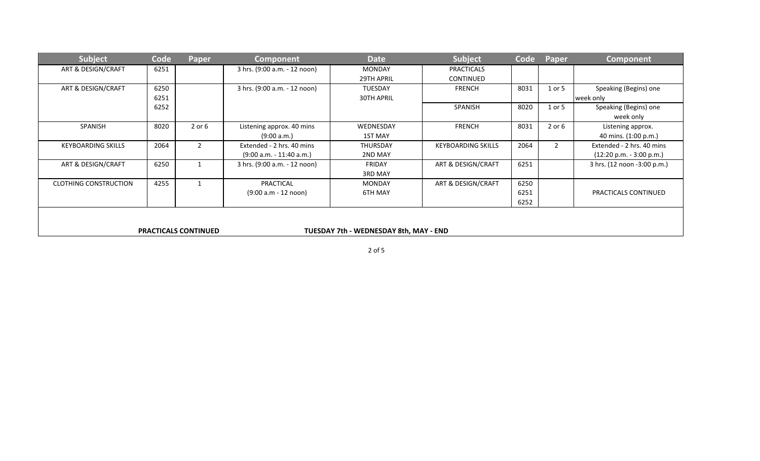| Subject | Code | Paper | Component | Date | Subject | Code | Paper | Component |
|---|---|---|---|---|---|---|---|---|
| ART & DESIGN/CRAFT | 6251 | | 3 hrs. (9:00 a.m. - 12 noon) | MONDAY 29TH APRIL | PRACTICALS CONTINUED | | | |
| ART & DESIGN/CRAFT | 6250 6251 6252 | | 3 hrs. (9:00 a.m. - 12 noon) | TUESDAY 30TH APRIL | FRENCH | 8031 | 1 or 5 | Speaking (Begins) one week only |
| | | | | | SPANISH | 8020 | 1 or 5 | Speaking (Begins) one week only |
| SPANISH | 8020 | 2 or 6 | Listening approx. 40 mins (9:00 a.m.) | WEDNESDAY 1ST MAY | FRENCH | 8031 | 2 or 6 | Listening approx. 40 mins. (1:00 p.m.) |
| KEYBOARDING SKILLS | 2064 | 2 | Extended - 2 hrs. 40 mins (9:00 a.m. - 11:40 a.m.) | THURSDAY 2ND MAY | KEYBOARDING SKILLS | 2064 | 2 | Extended - 2 hrs. 40 mins (12:20 p.m. - 3:00 p.m.) |
| ART & DESIGN/CRAFT | 6250 | 1 | 3 hrs. (9:00 a.m. - 12 noon) | FRIDAY 3RD MAY | ART & DESIGN/CRAFT | 6251 | | 3 hrs. (12 noon -3:00 p.m.) |
| CLOTHING CONSTRUCTION | 4255 | 1 | PRACTICAL (9:00 a.m - 12 noon) | MONDAY 6TH MAY | ART & DESIGN/CRAFT | 6250 6251 6252 | | PRACTICALS CONTINUED |
| **PRACTICALS CONTINUED** | | | | **TUESDAY 7th - WEDNESDAY 8th, MAY - END** | | | | |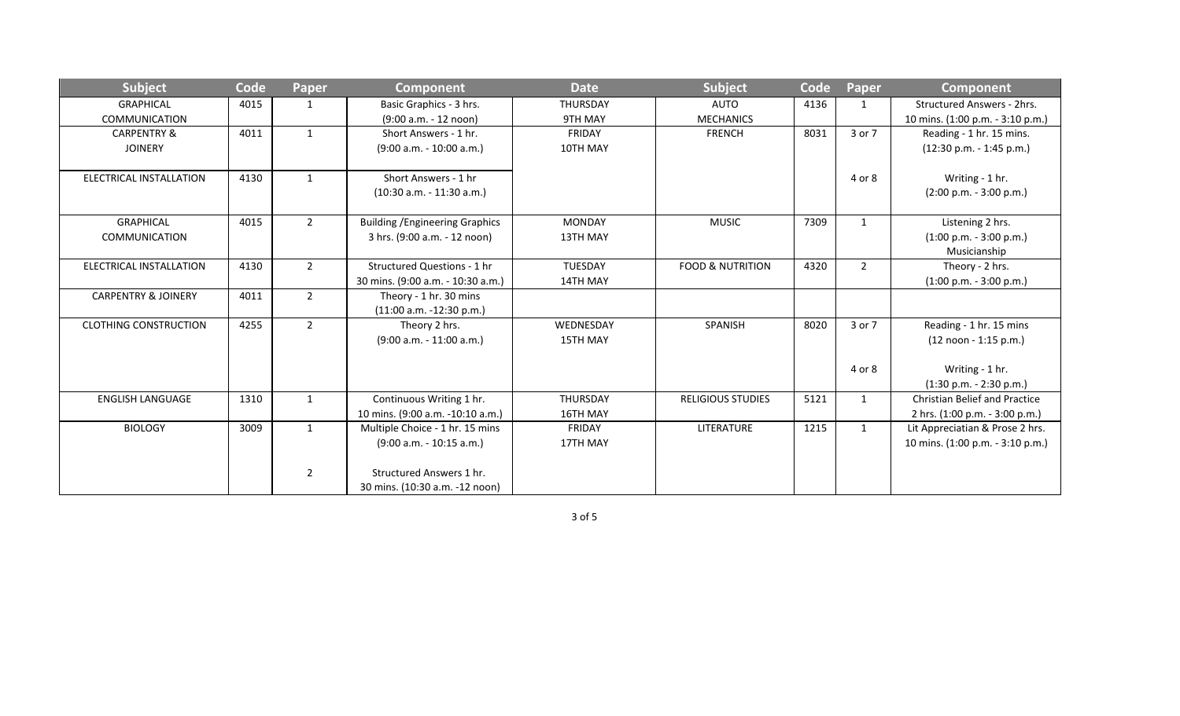| Subject | Code | Paper | Component | Date | Subject | Code | Paper | Component |
|---|---|---|---|---|---|---|---|---|
| GRAPHICAL COMMUNICATION | 4015 | 1 | Basic Graphics - 3 hrs. (9:00 a.m. - 12 noon) | THURSDAY 9TH MAY | AUTO MECHANICS | 4136 | 1 | Structured Answers - 2hrs. 10 mins. (1:00 p.m. - 3:10 p.m.) |
| CARPENTRY & JOINERY | 4011 | 1 | Short Answers - 1 hr. (9:00 a.m. - 10:00 a.m.) | FRIDAY 10TH MAY | FRENCH | 8031 | 3 or 7 | Reading - 1 hr. 15 mins. (12:30 p.m. - 1:45 p.m.) |
| ELECTRICAL INSTALLATION | 4130 | 1 | Short Answers - 1 hr (10:30 a.m. - 11:30 a.m.) | | | | 4 or 8 | Writing - 1 hr. (2:00 p.m. - 3:00 p.m.) |
| GRAPHICAL COMMUNICATION | 4015 | 2 | Building /Engineering Graphics 3 hrs. (9:00 a.m. - 12 noon) | MONDAY 13TH MAY | MUSIC | 7309 | 1 | Listening 2 hrs. (1:00 p.m. - 3:00 p.m.) Musicianship |
| ELECTRICAL INSTALLATION | 4130 | 2 | Structured Questions - 1 hr 30 mins. (9:00 a.m. - 10:30 a.m.) | TUESDAY 14TH MAY | FOOD & NUTRITION | 4320 | 2 | Theory - 2 hrs. (1:00 p.m. - 3:00 p.m.) |
| CARPENTRY & JOINERY | 4011 | 2 | Theory - 1 hr. 30 mins (11:00 a.m. -12:30 p.m.) | | | | | |
| CLOTHING CONSTRUCTION | 4255 | 2 | Theory 2 hrs. (9:00 a.m. - 11:00 a.m.) | WEDNESDAY 15TH MAY | SPANISH | 8020 | 3 or 7 | Reading - 1 hr. 15 mins (12 noon - 1:15 p.m.) |
| | | | | | | | 4 or 8 | Writing - 1 hr. (1:30 p.m. - 2:30 p.m.) |
| ENGLISH LANGUAGE | 1310 | 1 | Continuous Writing 1 hr. 10 mins. (9:00 a.m. -10:10 a.m.) | THURSDAY 16TH MAY | RELIGIOUS STUDIES | 5121 | 1 | Christian Belief and Practice 2 hrs. (1:00 p.m. - 3:00 p.m.) |
| BIOLOGY | 3009 | 1 | Multiple Choice - 1 hr. 15 mins (9:00 a.m. - 10:15 a.m.) | FRIDAY 17TH MAY | LITERATURE | 1215 | 1 | Lit Appreciatian & Prose 2 hrs. 10 mins. (1:00 p.m. - 3:10 p.m.) |
| | | 2 | Structured Answers 1 hr. 30 mins. (10:30 a.m. -12 noon) | | | | | |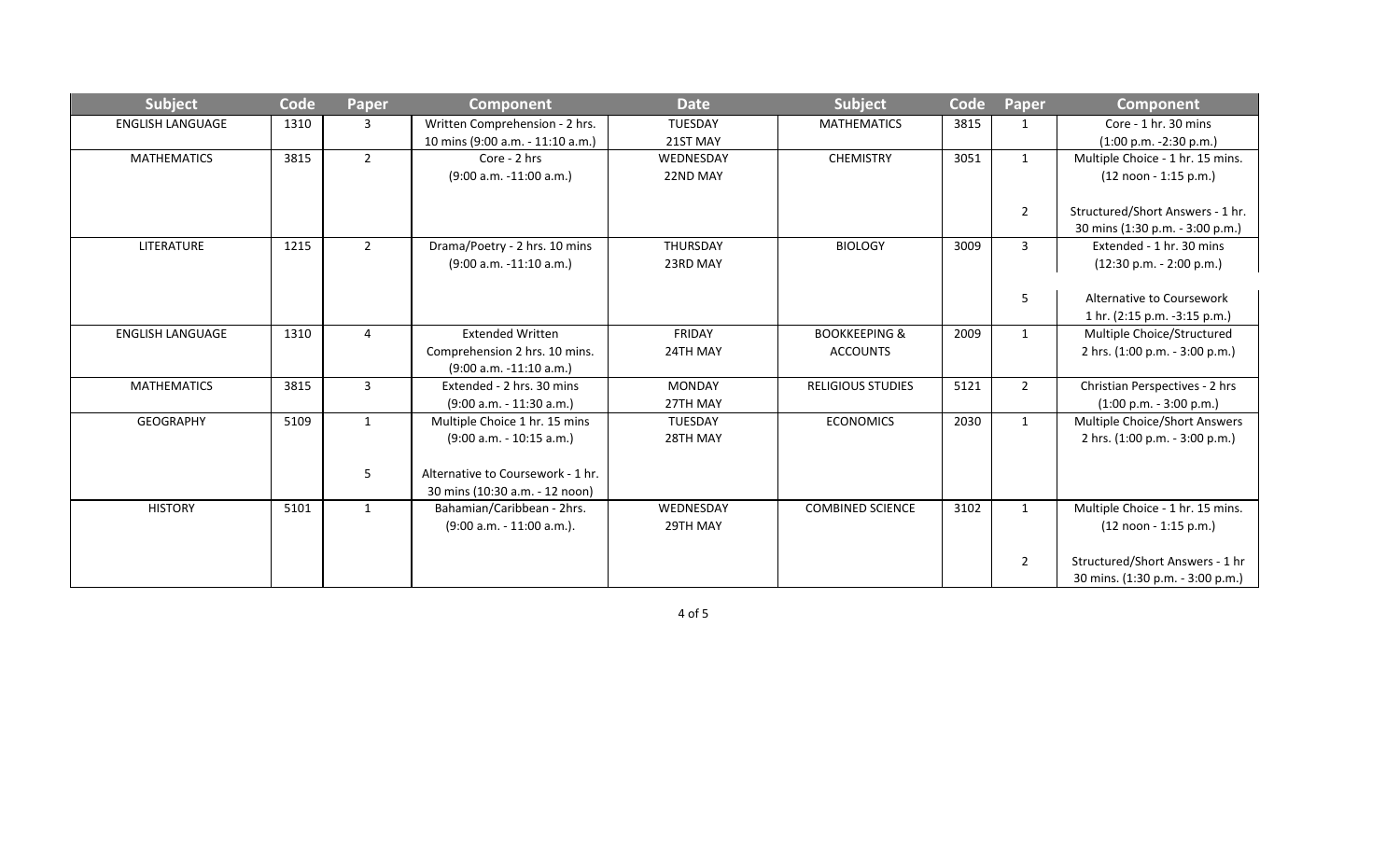| Subject | Code | Paper | Component | Date | Subject | Code | Paper | Component |
|---|---|---|---|---|---|---|---|---|
| ENGLISH LANGUAGE | 1310 | 3 | Written Comprehension - 2 hrs. 10 mins (9:00 a.m. - 11:10 a.m.) | TUESDAY 21ST MAY | MATHEMATICS | 3815 | 1 | Core - 1 hr. 30 mins (1:00 p.m. -2:30 p.m.) |
| MATHEMATICS | 3815 | 2 | Core - 2 hrs (9:00 a.m. -11:00 a.m.) | WEDNESDAY 22ND MAY | CHEMISTRY | 3051 | 1 | Multiple Choice - 1 hr. 15 mins. (12 noon - 1:15 p.m.) |
| | | | | | | | 2 | Structured/Short Answers - 1 hr. 30 mins (1:30 p.m. - 3:00 p.m.) |
| LITERATURE | 1215 | 2 | Drama/Poetry - 2 hrs. 10 mins (9:00 a.m. -11:10 a.m.) | THURSDAY 23RD MAY | BIOLOGY | 3009 | 3 | Extended - 1 hr. 30 mins (12:30 p.m. - 2:00 p.m.) |
| | | | | | | | 5 | Alternative to Coursework 1 hr. (2:15 p.m. -3:15 p.m.) |
| ENGLISH LANGUAGE | 1310 | 4 | Extended Written Comprehension 2 hrs. 10 mins. (9:00 a.m. -11:10 a.m.) | FRIDAY 24TH MAY | BOOKKEEPING & ACCOUNTS | 2009 | 1 | Multiple Choice/Structured 2 hrs. (1:00 p.m. - 3:00 p.m.) |
| MATHEMATICS | 3815 | 3 | Extended - 2 hrs. 30 mins (9:00 a.m. - 11:30 a.m.) | MONDAY 27TH MAY | RELIGIOUS STUDIES | 5121 | 2 | Christian Perspectives - 2 hrs (1:00 p.m. - 3:00 p.m.) |
| GEOGRAPHY | 5109 | 1 | Multiple Choice 1 hr. 15 mins (9:00 a.m. - 10:15 a.m.) | TUESDAY 28TH MAY | ECONOMICS | 2030 | 1 | Multiple Choice/Short Answers 2 hrs. (1:00 p.m. - 3:00 p.m.) |
| | | 5 | Alternative to Coursework - 1 hr. 30 mins (10:30 a.m. - 12 noon) | | | | | |
| HISTORY | 5101 | 1 | Bahamian/Caribbean - 2hrs. (9:00 a.m. - 11:00 a.m.). | WEDNESDAY 29TH MAY | COMBINED SCIENCE | 3102 | 1 | Multiple Choice - 1 hr. 15 mins. (12 noon - 1:15 p.m.) |
| | | | | | | | 2 | Structured/Short Answers - 1 hr 30 mins. (1:30 p.m. - 3:00 p.m.) |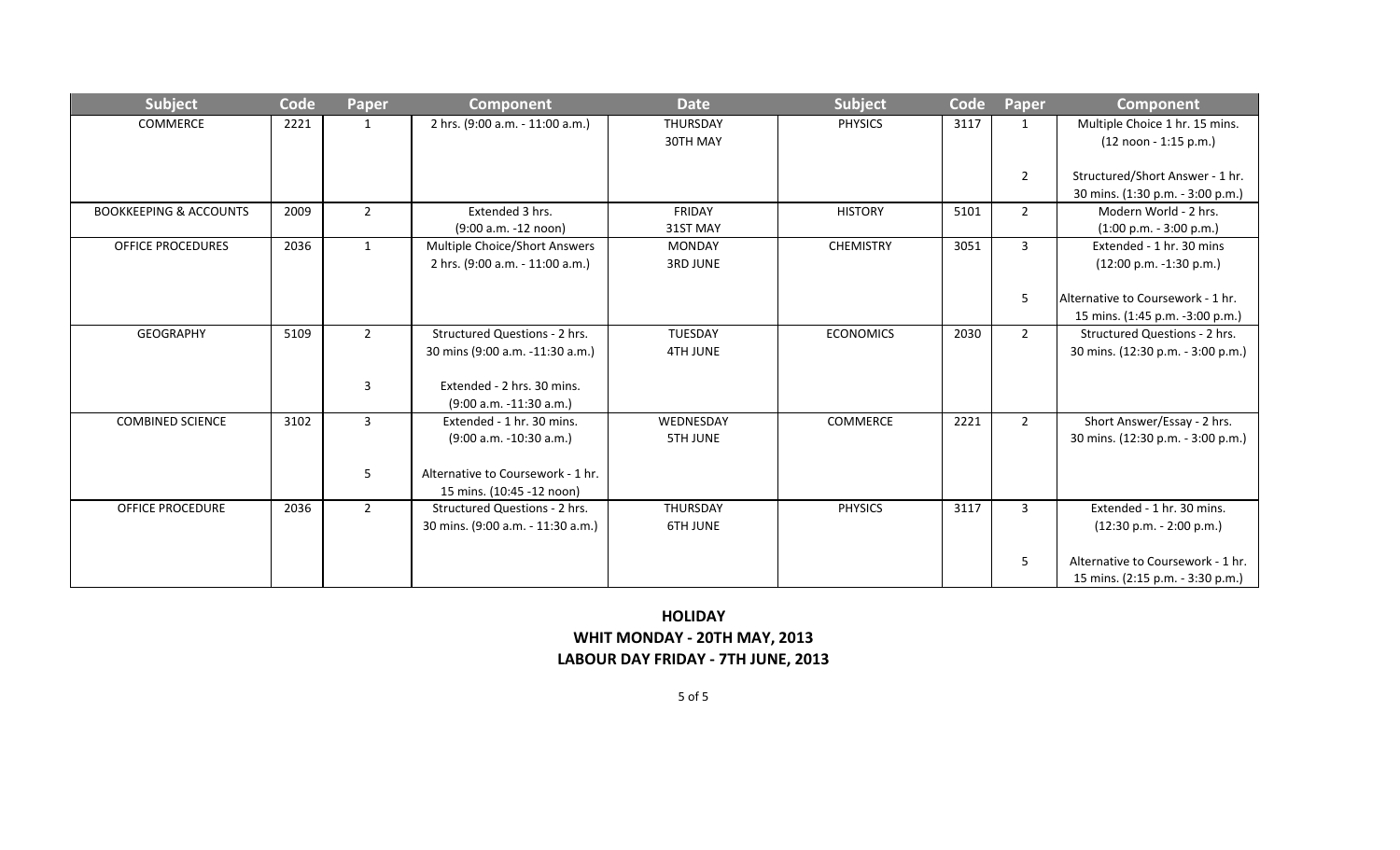| Subject | Code | Paper | Component | Date | Subject | Code | Paper | Component |
|---|---|---|---|---|---|---|---|---|
| COMMERCE | 2221 | 1 | 2 hrs. (9:00 a.m. - 11:00 a.m.) | THURSDAY 30TH MAY | PHYSICS | 3117 | 1 | Multiple Choice 1 hr. 15 mins. (12 noon - 1:15 p.m.) |
| | | | | | | | 2 | Structured/Short Answer - 1 hr. 30 mins. (1:30 p.m. - 3:00 p.m.) |
| BOOKKEEPING & ACCOUNTS | 2009 | 2 | Extended 3 hrs. (9:00 a.m. -12 noon) | FRIDAY 31ST MAY | HISTORY | 5101 | 2 | Modern World - 2 hrs. (1:00 p.m. - 3:00 p.m.) |
| OFFICE PROCEDURES | 2036 | 1 | Multiple Choice/Short Answers 2 hrs. (9:00 a.m. - 11:00 a.m.) | MONDAY 3RD JUNE | CHEMISTRY | 3051 | 3 | Extended - 1 hr. 30 mins (12:00 p.m. -1:30 p.m.) |
| | | | | | | | 5 | Alternative to Coursework - 1 hr. 15 mins. (1:45 p.m. -3:00 p.m.) |
| GEOGRAPHY | 5109 | 2 | Structured Questions - 2 hrs. 30 mins (9:00 a.m. -11:30 a.m.) | TUESDAY 4TH JUNE | ECONOMICS | 2030 | 2 | Structured Questions - 2 hrs. 30 mins. (12:30 p.m. - 3:00 p.m.) |
| | | 3 | Extended - 2 hrs. 30 mins. (9:00 a.m. -11:30 a.m.) | | | | | |
| COMBINED SCIENCE | 3102 | 3 | Extended - 1 hr. 30 mins. (9:00 a.m. -10:30 a.m.) | WEDNESDAY 5TH JUNE | COMMERCE | 2221 | 2 | Short Answer/Essay - 2 hrs. 30 mins. (12:30 p.m. - 3:00 p.m.) |
| | | 5 | Alternative to Coursework - 1 hr. 15 mins. (10:45 -12 noon) | | | | | |
| OFFICE PROCEDURE | 2036 | 2 | Structured Questions - 2 hrs. 30 mins. (9:00 a.m. - 11:30 a.m.) | THURSDAY 6TH JUNE | PHYSICS | 3117 | 3 | Extended - 1 hr. 30 mins. (12:30 p.m. - 2:00 p.m.) |
| | | | | | | | 5 | Alternative to Coursework - 1 hr. 15 mins. (2:15 p.m. - 3:30 p.m.) |

**HOLIDAY**

**WHIT MONDAY - 20TH MAY, 2013**

**LABOUR DAY FRIDAY - 7TH JUNE, 2013**